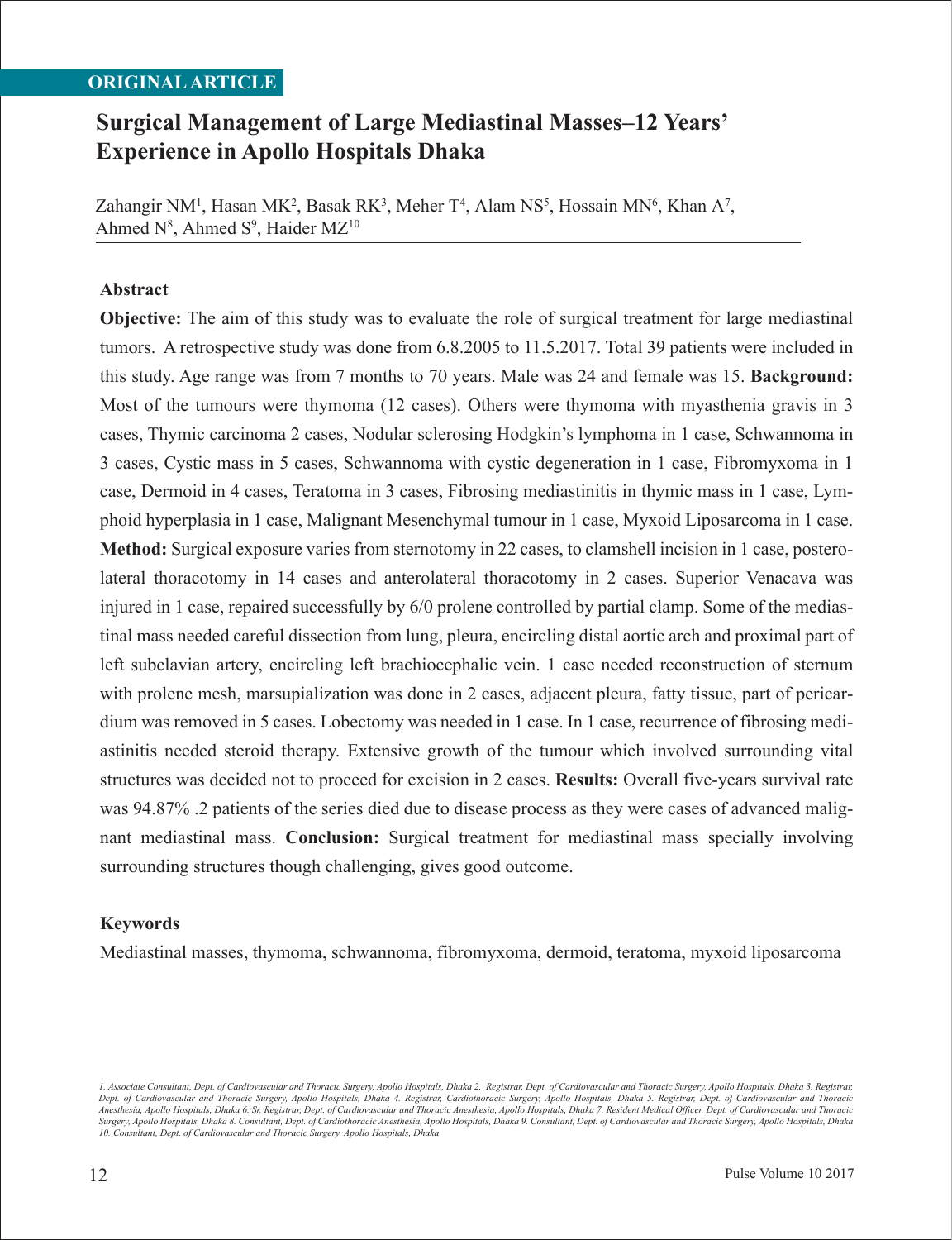ORIGINAL ARTICLE

# Surgical Management of Large Mediastinal Masses–12 Years' Experience in Apollo Hospitals Dhaka

Zahangir NM[1], Hasan MK[2], Basak RK[3], Meher T[4], Alam NS[5], Hossain MN[6], Khan A[7], Ahmed N[8], Ahmed S[9], Haider MZ[10]

## Abstract

**Objective:** The aim of this study was to evaluate the role of surgical treatment for large mediastinal tumors. A retrospective study was done from 6.8.2005 to 11.5.2017. Total 39 patients were included in this study. Age range was from 7 months to 70 years. Male was 24 and female was 15. **Background:** Most of the tumours were thymoma (12 cases). Others were thymoma with myasthenia gravis in 3 cases, Thymic carcinoma 2 cases, Nodular sclerosing Hodgkin's lymphoma in 1 case, Schwannoma in 3 cases, Cystic mass in 5 cases, Schwannoma with cystic degeneration in 1 case, Fibromyxoma in 1 case, Dermoid in 4 cases, Teratoma in 3 cases, Fibrosing mediastinitis in thymic mass in 1 case, Lymphoid hyperplasia in 1 case, Malignant Mesenchymal tumour in 1 case, Myxoid Liposarcoma in 1 case. **Method:** Surgical exposure varies from sternotomy in 22 cases, to clamshell incision in 1 case, posterolateral thoracotomy in 14 cases and anterolateral thoracotomy in 2 cases. Superior Venacava was injured in 1 case, repaired successfully by 6/0 prolene controlled by partial clamp. Some of the mediastinal mass needed careful dissection from lung, pleura, encircling distal aortic arch and proximal part of left subclavian artery, encircling left brachiocephalic vein. 1 case needed reconstruction of sternum with prolene mesh, marsupialization was done in 2 cases, adjacent pleura, fatty tissue, part of pericardium was removed in 5 cases. Lobectomy was needed in 1 case. In 1 case, recurrence of fibrosing mediastinitis needed steroid therapy. Extensive growth of the tumour which involved surrounding vital structures was decided not to proceed for excision in 2 cases. **Results:** Overall five-years survival rate was 94.87% .2 patients of the series died due to disease process as they were cases of advanced malignant mediastinal mass. **Conclusion:** Surgical treatment for mediastinal mass specially involving surrounding structures though challenging, gives good outcome.

## Keywords

Mediastinal masses, thymoma, schwannoma, fibromyxoma, dermoid, teratoma, myxoid liposarcoma

1. Associate Consultant, Dept. of Cardiovascular and Thoracic Surgery, Apollo Hospitals, Dhaka 2. Registrar, Dept. of Cardiovascular and Thoracic Surgery, Apollo Hospitals, Dhaka 3. Registrar, Dept. of Cardiovascular and Thoracic Surgery, Apollo Hospitals, Dhaka 4. Registrar, Cardiothoracic Surgery, Apollo Hospitals, Dhaka 5. Registrar, Dept. of Cardiovascular and Thoracic Anesthesia, Apollo Hospitals, Dhaka 6. Sr. Registrar, Dept. of Cardiovascular and Thoracic Anesthesia, Apollo Hospitals, Dhaka 7. Resident Medical Officer, Dept. of Cardiovascular and Thoracic Surgery, Apollo Hospitals, Dhaka 8. Consultant, Dept. of Cardiothoracic Anesthesia, Apollo Hospitals, Dhaka 9. Consultant, Dept. of Cardiovascular and Thoracic Surgery, Apollo Hospitals, Dhaka 10. Consultant, Dept. of Cardiovascular and Thoracic Surgery, Apollo Hospitals, Dhaka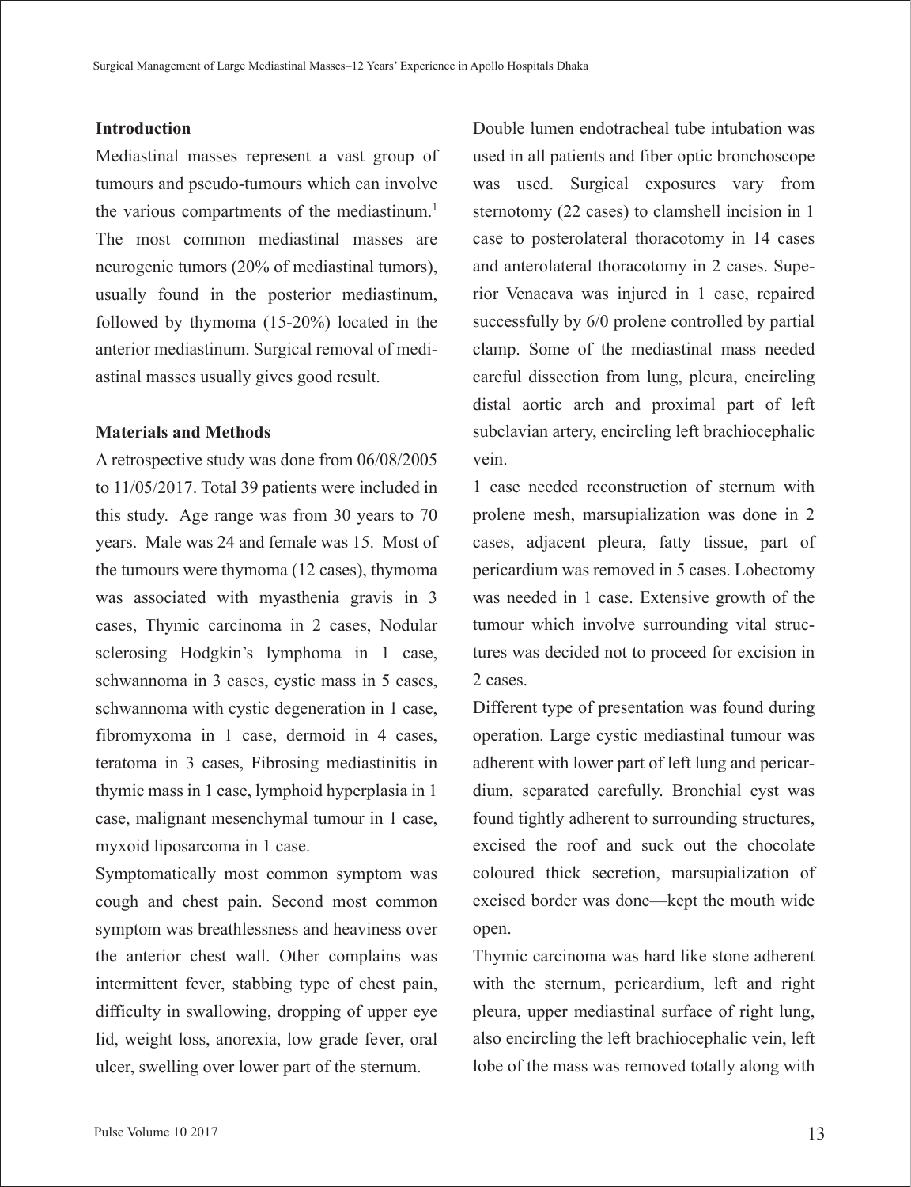## Introduction

Mediastinal masses represent a vast group of tumours and pseudo-tumours which can involve the various compartments of the mediastinum.[1] The most common mediastinal masses are neurogenic tumors (20% of mediastinal tumors), usually found in the posterior mediastinum, followed by thymoma (15-20%) located in the anterior mediastinum. Surgical removal of mediastinal masses usually gives good result.

## Materials and Methods

A retrospective study was done from 06/08/2005 to 11/05/2017. Total 39 patients were included in this study. Age range was from 30 years to 70 years. Male was 24 and female was 15. Most of the tumours were thymoma (12 cases), thymoma was associated with myasthenia gravis in 3 cases, Thymic carcinoma in 2 cases, Nodular sclerosing Hodgkin's lymphoma in 1 case, schwannoma in 3 cases, cystic mass in 5 cases, schwannoma with cystic degeneration in 1 case, fibromyxoma in 1 case, dermoid in 4 cases, teratoma in 3 cases, Fibrosing mediastinitis in thymic mass in 1 case, lymphoid hyperplasia in 1 case, malignant mesenchymal tumour in 1 case, myxoid liposarcoma in 1 case.

Symptomatically most common symptom was cough and chest pain. Second most common symptom was breathlessness and heaviness over the anterior chest wall. Other complains was intermittent fever, stabbing type of chest pain, difficulty in swallowing, dropping of upper eye lid, weight loss, anorexia, low grade fever, oral ulcer, swelling over lower part of the sternum.

Double lumen endotracheal tube intubation was used in all patients and fiber optic bronchoscope was used. Surgical exposures vary from sternotomy (22 cases) to clamshell incision in 1 case to posterolateral thoracotomy in 14 cases and anterolateral thoracotomy in 2 cases. Superior Venacava was injured in 1 case, repaired successfully by 6/0 prolene controlled by partial clamp. Some of the mediastinal mass needed careful dissection from lung, pleura, encircling distal aortic arch and proximal part of left subclavian artery, encircling left brachiocephalic vein.

1 case needed reconstruction of sternum with prolene mesh, marsupialization was done in 2 cases, adjacent pleura, fatty tissue, part of pericardium was removed in 5 cases. Lobectomy was needed in 1 case. Extensive growth of the tumour which involve surrounding vital structures was decided not to proceed for excision in 2 cases.

Different type of presentation was found during operation. Large cystic mediastinal tumour was adherent with lower part of left lung and pericardium, separated carefully. Bronchial cyst was found tightly adherent to surrounding structures, excised the roof and suck out the chocolate coloured thick secretion, marsupialization of excised border was done—kept the mouth wide open.

Thymic carcinoma was hard like stone adherent with the sternum, pericardium, left and right pleura, upper mediastinal surface of right lung, also encircling the left brachiocephalic vein, left lobe of the mass was removed totally along with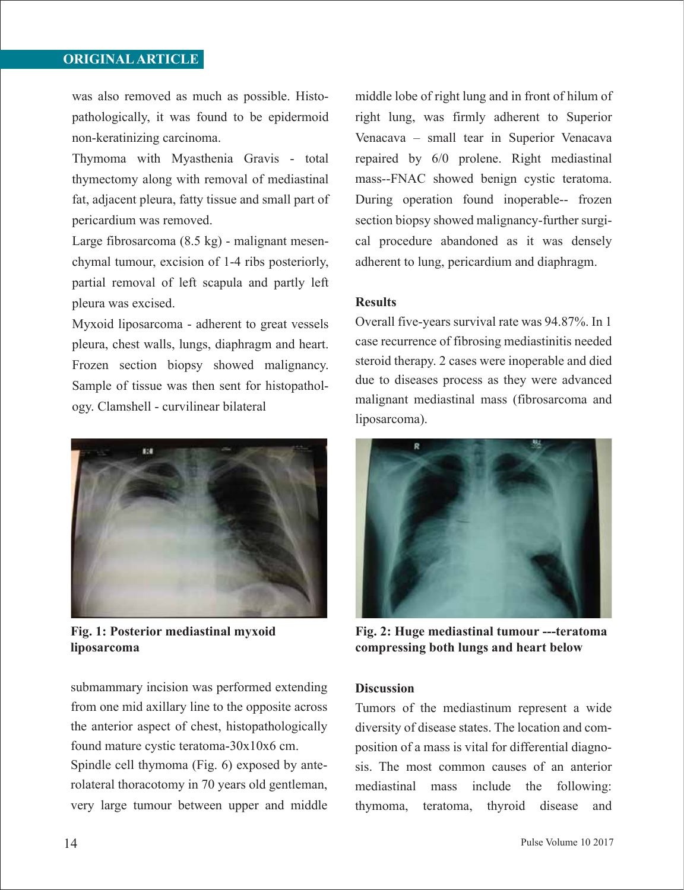was also removed as much as possible. Histopathologically, it was found to be epidermoid non-keratinizing carcinoma.

Thymoma with Myasthenia Gravis - total thymectomy along with removal of mediastinal fat, adjacent pleura, fatty tissue and small part of pericardium was removed.

Large fibrosarcoma (8.5 kg) - malignant mesenchymal tumour, excision of 1-4 ribs posteriorly, partial removal of left scapula and partly left pleura was excised.

Myxoid liposarcoma - adherent to great vessels pleura, chest walls, lungs, diaphragm and heart. Frozen section biopsy showed malignancy. Sample of tissue was then sent for histopathology. Clamshell - curvilinear bilateral submammary incision was performed extending from one mid axillary line to the opposite across the anterior aspect of chest, histopathologically found mature cystic teratoma-30x10x6 cm.

**Fig. 1: Posterior mediastinal myxoid liposarcoma**

Spindle cell thymoma (Fig. 6) exposed by anterolateral thoracotomy in 70 years old gentleman, very large tumour between upper and middle lobe of right lung and in front of hilum of right lung, was firmly adherent to Superior Venacava – small tear in Superior Venacava repaired by 6/0 prolene. Right mediastinal mass--FNAC showed benign cystic teratoma. During operation found inoperable-- frozen section biopsy showed malignancy-further surgical procedure abandoned as it was densely adherent to lung, pericardium and diaphragm.

### Results

Overall five-years survival rate was 94.87%. In 1 case recurrence of fibrosing mediastinitis needed steroid therapy. 2 cases were inoperable and died due to diseases process as they were advanced malignant mediastinal mass (fibrosarcoma and liposarcoma).

**Fig. 2: Huge mediastinal tumour ---teratoma compressing both lungs and heart below**

### Discussion

Tumors of the mediastinum represent a wide diversity of disease states. The location and composition of a mass is vital for differential diagnosis. The most common causes of an anterior mediastinal mass include the following: thymoma, teratoma, thyroid disease and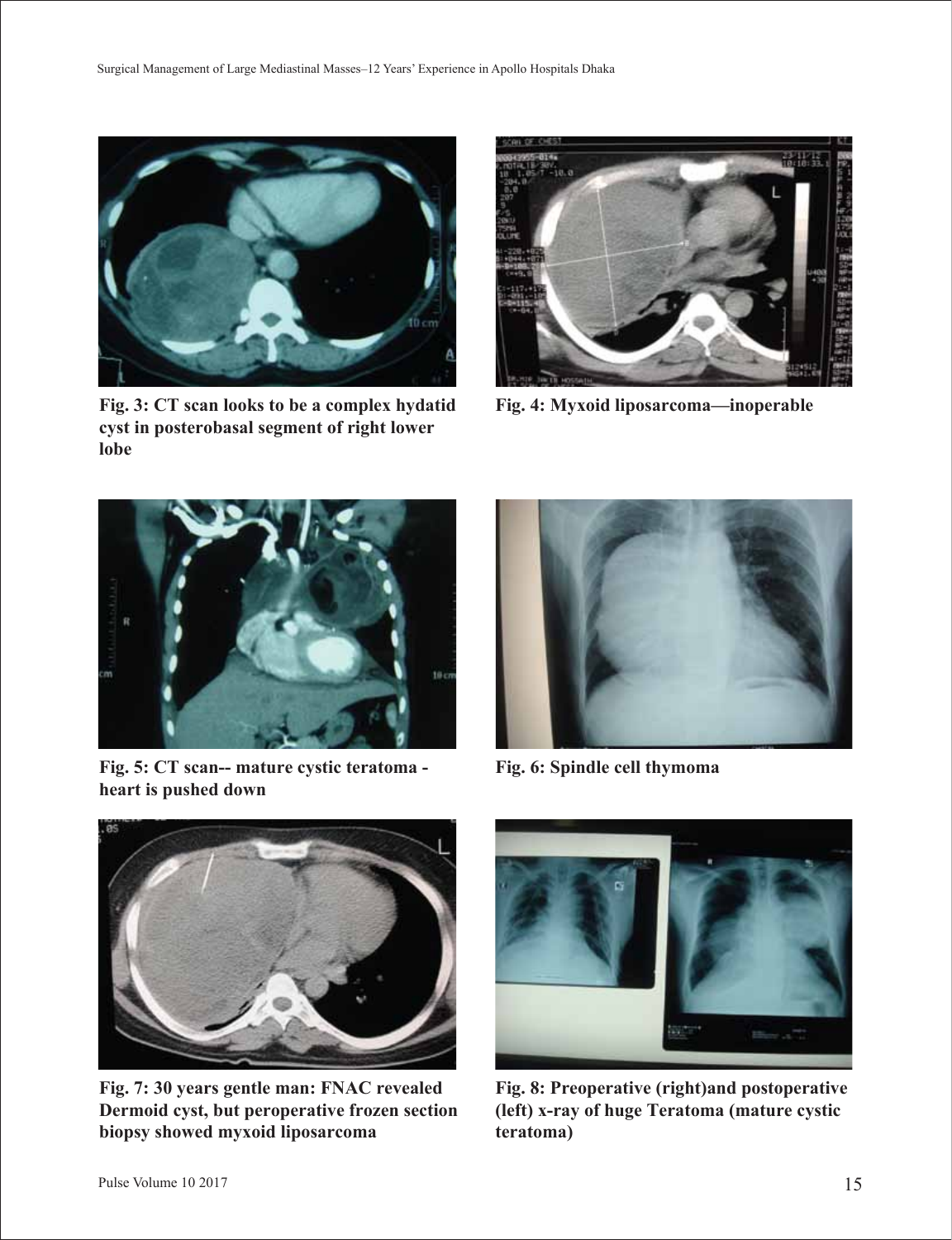Fig. 3: CT scan looks to be a complex hydatid cyst in posterobasal segment of right lower lobe

Fig. 4: Myxoid liposarcoma—inoperable

Fig. 5: CT scan-- mature cystic teratoma - heart is pushed down

Fig. 6: Spindle cell thymoma

Fig. 7: 30 years gentle man: FNAC revealed Dermoid cyst, but peroperative frozen section biopsy showed myxoid liposarcoma

Fig. 8: Preoperative (right)and postoperative (left) x-ray of huge Teratoma (mature cystic teratoma)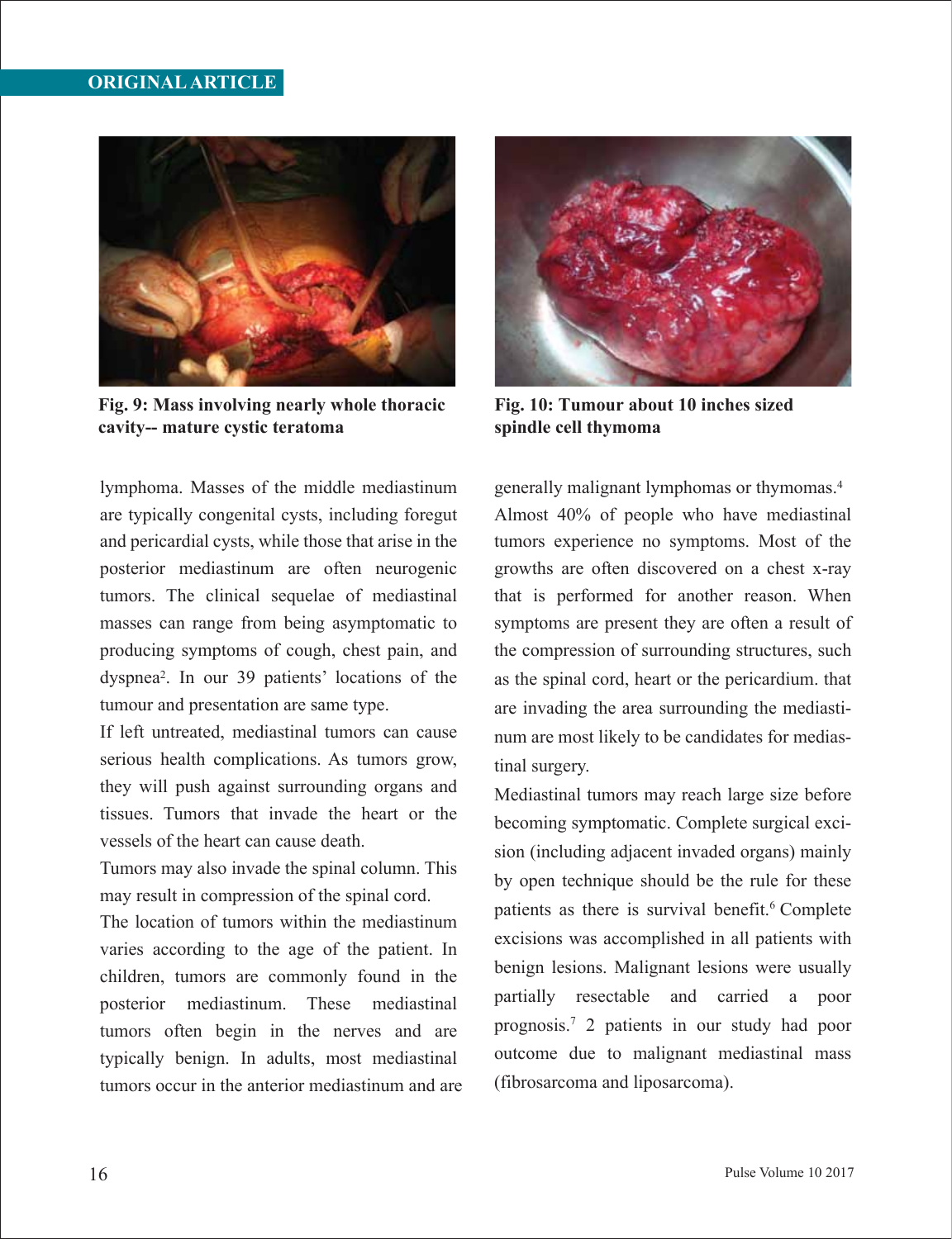Fig. 9: Mass involving nearly whole thoracic cavity-- mature cystic teratoma

Fig. 10: Tumour about 10 inches sized spindle cell thymoma

lymphoma. Masses of the middle mediastinum are typically congenital cysts, including foregut and pericardial cysts, while those that arise in the posterior mediastinum are often neurogenic tumors. The clinical sequelae of mediastinal masses can range from being asymptomatic to producing symptoms of cough, chest pain, and dyspnea[2]. In our 39 patients' locations of the tumour and presentation are same type.

If left untreated, mediastinal tumors can cause serious health complications. As tumors grow, they will push against surrounding organs and tissues. Tumors that invade the heart or the vessels of the heart can cause death.

Tumors may also invade the spinal column. This may result in compression of the spinal cord.

The location of tumors within the mediastinum varies according to the age of the patient. In children, tumors are commonly found in the posterior mediastinum. These mediastinal tumors often begin in the nerves and are typically benign. In adults, most mediastinal tumors occur in the anterior mediastinum and are generally malignant lymphomas or thymomas.[4]

Almost 40% of people who have mediastinal tumors experience no symptoms. Most of the growths are often discovered on a chest x-ray that is performed for another reason. When symptoms are present they are often a result of the compression of surrounding structures, such as the spinal cord, heart or the pericardium. that are invading the area surrounding the mediastinum are most likely to be candidates for mediastinal surgery.

Mediastinal tumors may reach large size before becoming symptomatic. Complete surgical excision (including adjacent invaded organs) mainly by open technique should be the rule for these patients as there is survival benefit.[6] Complete excisions was accomplished in all patients with benign lesions. Malignant lesions were usually partially resectable and carried a poor prognosis.[7] 2 patients in our study had poor outcome due to malignant mediastinal mass (fibrosarcoma and liposarcoma).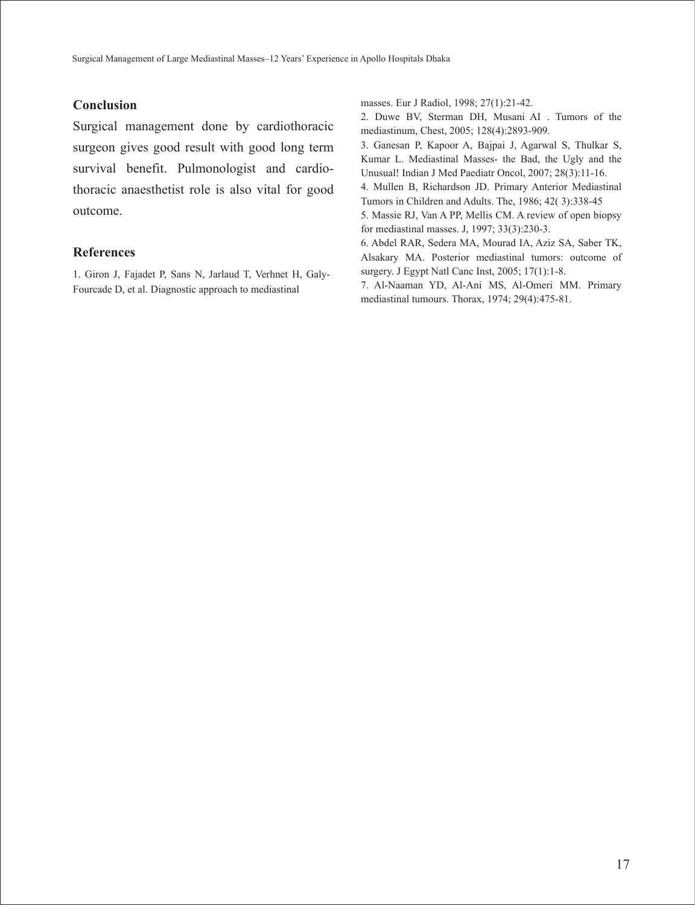## Conclusion

Surgical management done by cardiothoracic surgeon gives good result with good long term survival benefit. Pulmonologist and cardiothoracic anaesthetist role is also vital for good outcome.

## References

1. Giron J, Fajadet P, Sans N, Jarlaud T, Verhnet H, Galy-Fourcade D, et al. Diagnostic approach to mediastinal masses. Eur J Radiol, 1998; 27(1):21-42.
2. Duwe BV, Sterman DH, Musani AI . Tumors of the mediastinum, Chest, 2005; 128(4):2893-909.
3. Ganesan P, Kapoor A, Bajpai J, Agarwal S, Thulkar S, Kumar L. Mediastinal Masses- the Bad, the Ugly and the Unusual! Indian J Med Paediatr Oncol, 2007; 28(3):11-16.
4. Mullen B, Richardson JD. Primary Anterior Mediastinal Tumors in Children and Adults. The, 1986; 42( 3):338-45
5. Massie RJ, Van A PP, Mellis CM. A review of open biopsy for mediastinal masses. J, 1997; 33(3):230-3.
6. Abdel RAR, Sedera MA, Mourad IA, Aziz SA, Saber TK, Alsakary MA. Posterior mediastinal tumors: outcome of surgery. J Egypt Natl Canc Inst, 2005; 17(1):1-8.
7. Al-Naaman YD, Al-Ani MS, Al-Omeri MM. Primary mediastinal tumours. Thorax, 1974; 29(4):475-81.